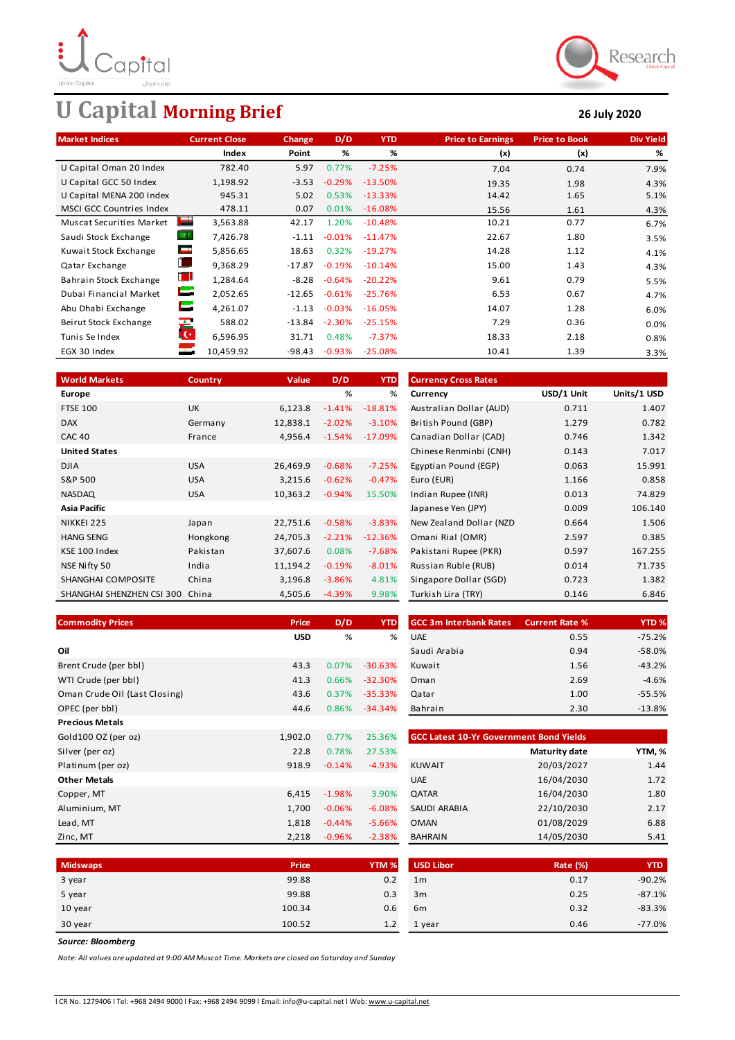# U Capital Morning Brief

**26 July 2020**

| Market Indices | Current Close | Change | D/D | YTD | Price to Earnings | Price to Book | Div Yield |
|---|---|---|---|---|---|---|---|
| | Index | Point | % | % | (x) | (x) | % |
| U Capital Oman 20 Index | 782.40 | 5.97 | 0.77% | -7.25% | 7.04 | 0.74 | 7.9% |
| U Capital GCC 50 Index | 1,198.92 | -3.53 | -0.29% | -13.50% | 19.35 | 1.98 | 4.3% |
| U Capital MENA 200 Index | 945.31 | 5.02 | 0.53% | -13.33% | 14.42 | 1.65 | 5.1% |
| MSCI GCC Countries Index | 478.11 | 0.07 | 0.01% | -16.08% | 15.56 | 1.61 | 4.3% |
| Muscat Securities Market | 3,563.88 | 42.17 | 1.20% | -10.48% | 10.21 | 0.77 | 6.7% |
| Saudi Stock Exchange | 7,426.78 | -1.11 | -0.01% | -11.47% | 22.67 | 1.80 | 3.5% |
| Kuwait Stock Exchange | 5,856.65 | 18.63 | 0.32% | -19.27% | 14.28 | 1.12 | 4.1% |
| Qatar Exchange | 9,368.29 | -17.87 | -0.19% | -10.14% | 15.00 | 1.43 | 4.3% |
| Bahrain Stock Exchange | 1,284.64 | -8.28 | -0.64% | -20.22% | 9.61 | 0.79 | 5.5% |
| Dubai Financial Market | 2,052.65 | -12.65 | -0.61% | -25.76% | 6.53 | 0.67 | 4.7% |
| Abu Dhabi Exchange | 4,261.07 | -1.13 | -0.03% | -16.05% | 14.07 | 1.28 | 6.0% |
| Beirut Stock Exchange | 588.02 | -13.84 | -2.30% | -25.15% | 7.29 | 0.36 | 0.0% |
| Tunis Se Index | 6,596.95 | 31.71 | 0.48% | -7.37% | 18.33 | 2.18 | 0.8% |
| EGX 30 Index | 10,459.92 | -98.43 | -0.93% | -25.08% | 10.41 | 1.39 | 3.3% |

| World Markets | Country | Value | D/D | YTD |
|---|---|---|---|---|
| **Europe** | | | % | % |
| FTSE 100 | UK | 6,123.8 | -1.41% | -18.81% |
| DAX | Germany | 12,838.1 | -2.02% | -3.10% |
| CAC 40 | France | 4,956.4 | -1.54% | -17.09% |
| **United States** | | | | |
| DJIA | USA | 26,469.9 | -0.68% | -7.25% |
| S&P 500 | USA | 3,215.6 | -0.62% | -0.47% |
| NASDAQ | USA | 10,363.2 | -0.94% | 15.50% |
| **Asia Pacific** | | | | |
| NIKKEI 225 | Japan | 22,751.6 | -0.58% | -3.83% |
| HANG SENG | Hongkong | 24,705.3 | -2.21% | -12.36% |
| KSE 100 Index | Pakistan | 37,607.6 | 0.08% | -7.68% |
| NSE Nifty 50 | India | 11,194.2 | -0.19% | -8.01% |
| SHANGHAI COMPOSITE | China | 3,196.8 | -3.86% | 4.81% |
| SHANGHAI SHENZHEN CSI 300 | China | 4,505.6 | -4.39% | 9.98% |

| Currency Cross Rates | USD/1 Unit | Units/1 USD |
|---|---|---|
| **Currency** | **USD/1 Unit** | **Units/1 USD** |
| Australian Dollar (AUD) | 0.711 | 1.407 |
| British Pound (GBP) | 1.279 | 0.782 |
| Canadian Dollar (CAD) | 0.746 | 1.342 |
| Chinese Renminbi (CNH) | 0.143 | 7.017 |
| Egyptian Pound (EGP) | 0.063 | 15.991 |
| Euro (EUR) | 1.166 | 0.858 |
| Indian Rupee (INR) | 0.013 | 74.829 |
| Japanese Yen (JPY) | 0.009 | 106.140 |
| New Zealand Dollar (NZD | 0.664 | 1.506 |
| Omani Rial (OMR) | 2.597 | 0.385 |
| Pakistani Rupee (PKR) | 0.597 | 167.255 |
| Russian Ruble (RUB) | 0.014 | 71.735 |
| Singapore Dollar (SGD) | 0.723 | 1.382 |
| Turkish Lira (TRY) | 0.146 | 6.846 |

| Commodity Prices | Price | D/D | YTD |
|---|---|---|---|
| | USD | % | % |
| **Oil** | | | |
| Brent Crude (per bbl) | 43.3 | 0.07% | -30.63% |
| WTI Crude (per bbl) | 41.3 | 0.66% | -32.30% |
| Oman Crude Oil (Last Closing) | 43.6 | 0.37% | -35.33% |
| OPEC (per bbl) | 44.6 | 0.86% | -34.34% |
| **Precious Metals** | | | |
| Gold100 OZ (per oz) | 1,902.0 | 0.77% | 25.36% |
| Silver (per oz) | 22.8 | 0.78% | 27.53% |
| Platinum (per oz) | 918.9 | -0.14% | -4.93% |
| **Other Metals** | | | |
| Copper, MT | 6,415 | -1.98% | 3.90% |
| Aluminium, MT | 1,700 | -0.06% | -6.08% |
| Lead, MT | 1,818 | -0.44% | -5.66% |
| Zinc, MT | 2,218 | -0.96% | -2.38% |

| GCC 3m Interbank Rates | Current Rate % | YTD % |
|---|---|---|
| UAE | 0.55 | -75.2% |
| Saudi Arabia | 0.94 | -58.0% |
| Kuwait | 1.56 | -43.2% |
| Oman | 2.69 | -4.6% |
| Qatar | 1.00 | -55.5% |
| Bahrain | 2.30 | -13.8% |

| GCC Latest 10-Yr Government Bond Yields | Maturity date | YTM, % |
|---|---|---|
| KUWAIT | 20/03/2027 | 1.44 |
| UAE | 16/04/2030 | 1.72 |
| QATAR | 16/04/2030 | 1.80 |
| SAUDI ARABIA | 22/10/2030 | 2.17 |
| OMAN | 01/08/2029 | 6.88 |
| BAHRAIN | 14/05/2030 | 5.41 |

| Midswaps | Price | YTM % |
|---|---|---|
| 3 year | 99.88 | 0.2 |
| 5 year | 99.88 | 0.3 |
| 10 year | 100.34 | 0.6 |
| 30 year | 100.52 | 1.2 |

| USD Libor | Rate (%) | YTD |
|---|---|---|
| 1m | 0.17 | -90.2% |
| 3m | 0.25 | -87.1% |
| 6m | 0.32 | -83.3% |
| 1 year | 0.46 | -77.0% |

***Source: Bloomberg***

*Note: All values are updated at 9:00 AM Muscat Time. Markets are closed on Saturday and Sunday*

l CR No. 1279406 l Tel: +968 2494 9000 l Fax: +968 2494 9099 l Email: info@u-capital.net l Web: www.u-capital.net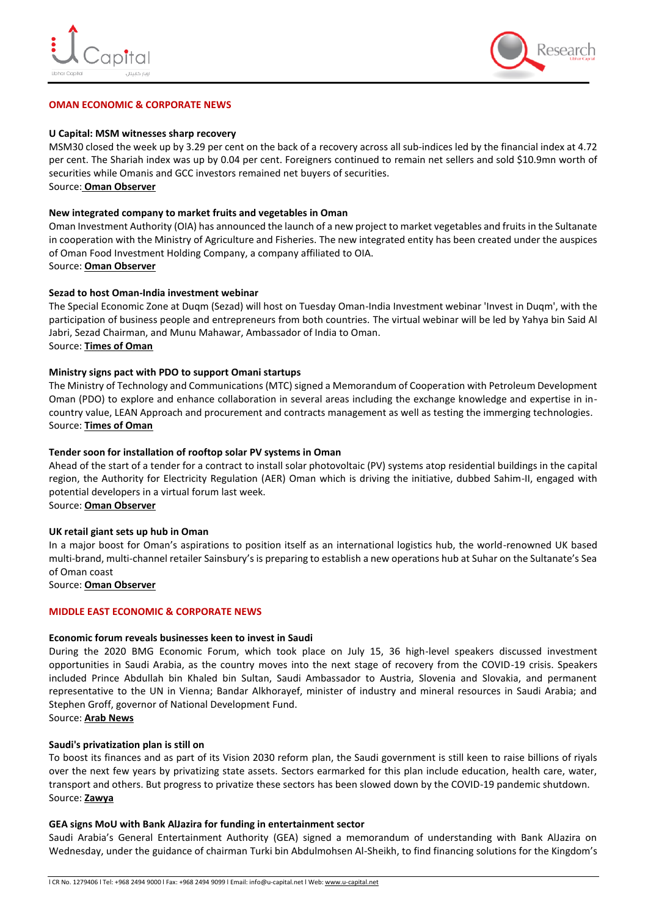## OMAN ECONOMIC & CORPORATE NEWS

**U Capital: MSM witnesses sharp recovery**
MSM30 closed the week up by 3.29 per cent on the back of a recovery across all sub-indices led by the financial index at 4.72 per cent. The Shariah index was up by 0.04 per cent. Foreigners continued to remain net sellers and sold $10.9mn worth of securities while Omanis and GCC investors remained net buyers of securities.
Source: **Oman Observer**

**New integrated company to market fruits and vegetables in Oman**
Oman Investment Authority (OIA) has announced the launch of a new project to market vegetables and fruits in the Sultanate in cooperation with the Ministry of Agriculture and Fisheries. The new integrated entity has been created under the auspices of Oman Food Investment Holding Company, a company affiliated to OIA.
Source: **Oman Observer**

**Sezad to host Oman-India investment webinar**
The Special Economic Zone at Duqm (Sezad) will host on Tuesday Oman-India Investment webinar 'Invest in Duqm', with the participation of business people and entrepreneurs from both countries. The virtual webinar will be led by Yahya bin Said Al Jabri, Sezad Chairman, and Munu Mahawar, Ambassador of India to Oman.
Source: **Times of Oman**

**Ministry signs pact with PDO to support Omani startups**
The Ministry of Technology and Communications (MTC) signed a Memorandum of Cooperation with Petroleum Development Oman (PDO) to explore and enhance collaboration in several areas including the exchange knowledge and expertise in in-country value, LEAN Approach and procurement and contracts management as well as testing the immerging technologies.
Source: **Times of Oman**

**Tender soon for installation of rooftop solar PV systems in Oman**
Ahead of the start of a tender for a contract to install solar photovoltaic (PV) systems atop residential buildings in the capital region, the Authority for Electricity Regulation (AER) Oman which is driving the initiative, dubbed Sahim-II, engaged with potential developers in a virtual forum last week.
Source: **Oman Observer**

**UK retail giant sets up hub in Oman**
In a major boost for Oman's aspirations to position itself as an international logistics hub, the world-renowned UK based multi-brand, multi-channel retailer Sainsbury's is preparing to establish a new operations hub at Suhar on the Sultanate's Sea of Oman coast
Source: **Oman Observer**

## MIDDLE EAST ECONOMIC & CORPORATE NEWS

**Economic forum reveals businesses keen to invest in Saudi**
During the 2020 BMG Economic Forum, which took place on July 15, 36 high-level speakers discussed investment opportunities in Saudi Arabia, as the country moves into the next stage of recovery from the COVID-19 crisis. Speakers included Prince Abdullah bin Khaled bin Sultan, Saudi Ambassador to Austria, Slovenia and Slovakia, and permanent representative to the UN in Vienna; Bandar Alkhorayef, minister of industry and mineral resources in Saudi Arabia; and Stephen Groff, governor of National Development Fund.
Source: **Arab News**

**Saudi's privatization plan is still on**
To boost its finances and as part of its Vision 2030 reform plan, the Saudi government is still keen to raise billions of riyals over the next few years by privatizing state assets. Sectors earmarked for this plan include education, health care, water, transport and others. But progress to privatize these sectors has been slowed down by the COVID-19 pandemic shutdown.
Source: **Zawya**

**GEA signs MoU with Bank AlJazira for funding in entertainment sector**
Saudi Arabia's General Entertainment Authority (GEA) signed a memorandum of understanding with Bank AlJazira on Wednesday, under the guidance of chairman Turki bin Abdulmohsen Al-Sheikh, to find financing solutions for the Kingdom's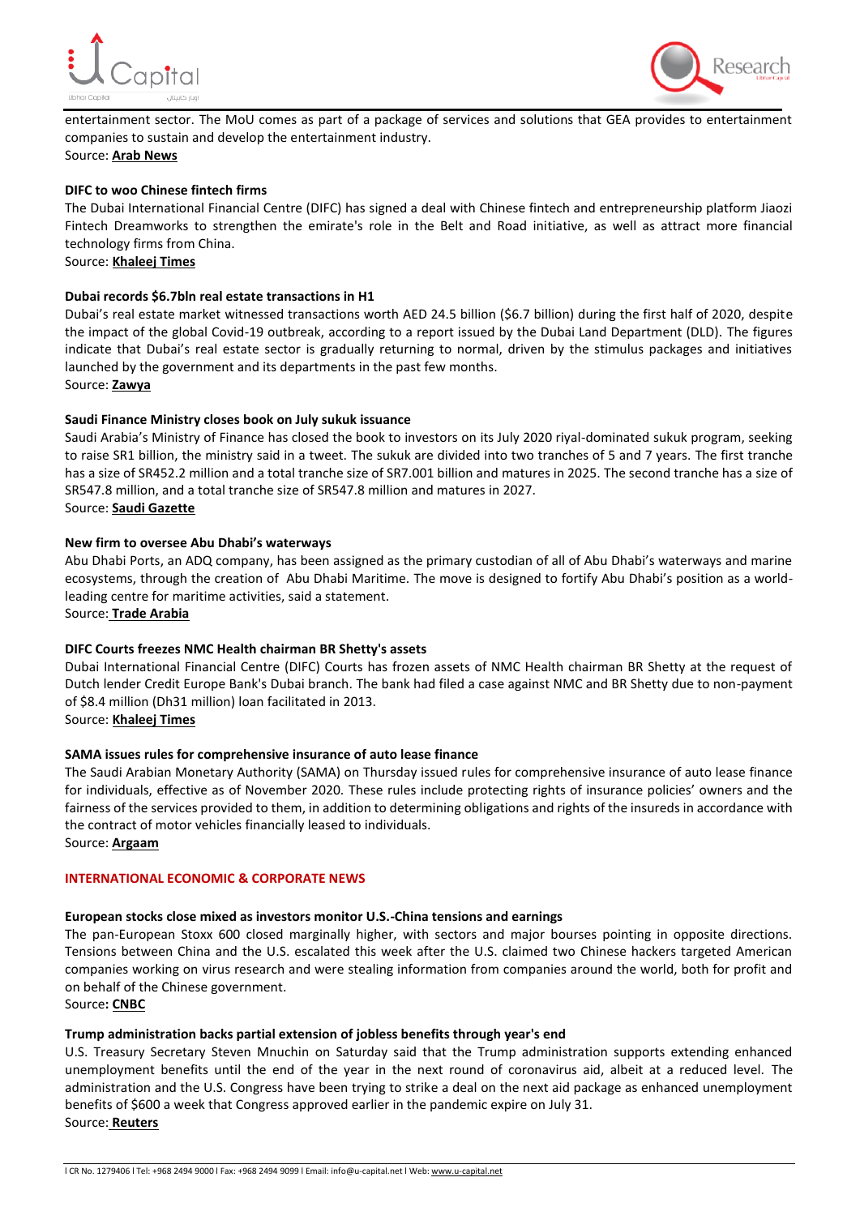entertainment sector. The MoU comes as part of a package of services and solutions that GEA provides to entertainment companies to sustain and develop the entertainment industry.
Source: **Arab News**

**DIFC to woo Chinese fintech firms**

The Dubai International Financial Centre (DIFC) has signed a deal with Chinese fintech and entrepreneurship platform Jiaozi Fintech Dreamworks to strengthen the emirate's role in the Belt and Road initiative, as well as attract more financial technology firms from China.
Source: **Khaleej Times**

**Dubai records $6.7bln real estate transactions in H1**

Dubai's real estate market witnessed transactions worth AED 24.5 billion ($6.7 billion) during the first half of 2020, despite the impact of the global Covid-19 outbreak, according to a report issued by the Dubai Land Department (DLD). The figures indicate that Dubai's real estate sector is gradually returning to normal, driven by the stimulus packages and initiatives launched by the government and its departments in the past few months.
Source: **Zawya**

**Saudi Finance Ministry closes book on July sukuk issuance**

Saudi Arabia's Ministry of Finance has closed the book to investors on its July 2020 riyal-dominated sukuk program, seeking to raise SR1 billion, the ministry said in a tweet. The sukuk are divided into two tranches of 5 and 7 years. The first tranche has a size of SR452.2 million and a total tranche size of SR7.001 billion and matures in 2025. The second tranche has a size of SR547.8 million, and a total tranche size of SR547.8 million and matures in 2027.
Source: **Saudi Gazette**

**New firm to oversee Abu Dhabi's waterways**

Abu Dhabi Ports, an ADQ company, has been assigned as the primary custodian of all of Abu Dhabi's waterways and marine ecosystems, through the creation of Abu Dhabi Maritime. The move is designed to fortify Abu Dhabi's position as a world-leading centre for maritime activities, said a statement.
Source: **Trade Arabia**

**DIFC Courts freezes NMC Health chairman BR Shetty's assets**

Dubai International Financial Centre (DIFC) Courts has frozen assets of NMC Health chairman BR Shetty at the request of Dutch lender Credit Europe Bank's Dubai branch. The bank had filed a case against NMC and BR Shetty due to non-payment of $8.4 million (Dh31 million) loan facilitated in 2013.
Source: **Khaleej Times**

**SAMA issues rules for comprehensive insurance of auto lease finance**

The Saudi Arabian Monetary Authority (SAMA) on Thursday issued rules for comprehensive insurance of auto lease finance for individuals, effective as of November 2020. These rules include protecting rights of insurance policies' owners and the fairness of the services provided to them, in addition to determining obligations and rights of the insureds in accordance with the contract of motor vehicles financially leased to individuals.
Source: **Argaam**

## INTERNATIONAL ECONOMIC & CORPORATE NEWS

**European stocks close mixed as investors monitor U.S.-China tensions and earnings**

The pan-European Stoxx 600 closed marginally higher, with sectors and major bourses pointing in opposite directions. Tensions between China and the U.S. escalated this week after the U.S. claimed two Chinese hackers targeted American companies working on virus research and were stealing information from companies around the world, both for profit and on behalf of the Chinese government.
Source**: CNBC**

**Trump administration backs partial extension of jobless benefits through year's end**

U.S. Treasury Secretary Steven Mnuchin on Saturday said that the Trump administration supports extending enhanced unemployment benefits until the end of the year in the next round of coronavirus aid, albeit at a reduced level. The administration and the U.S. Congress have been trying to strike a deal on the next aid package as enhanced unemployment benefits of $600 a week that Congress approved earlier in the pandemic expire on July 31.
Source: **Reuters**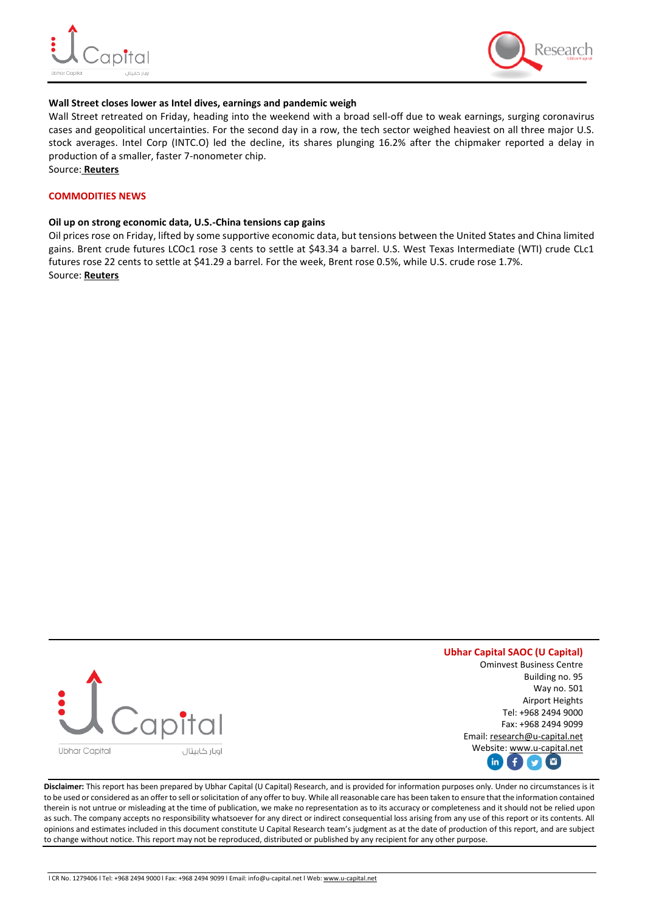**Wall Street closes lower as Intel dives, earnings and pandemic weigh**

Wall Street retreated on Friday, heading into the weekend with a broad sell-off due to weak earnings, surging coronavirus cases and geopolitical uncertainties. For the second day in a row, the tech sector weighed heaviest on all three major U.S. stock averages. Intel Corp (INTC.O) led the decline, its shares plunging 16.2% after the chipmaker reported a delay in production of a smaller, faster 7-nonometer chip.

Source: **Reuters**

## COMMODITIES NEWS

**Oil up on strong economic data, U.S.-China tensions cap gains**

Oil prices rose on Friday, lifted by some supportive economic data, but tensions between the United States and China limited gains. Brent crude futures LCOc1 rose 3 cents to settle at $43.34 a barrel. U.S. West Texas Intermediate (WTI) crude CLc1 futures rose 22 cents to settle at $41.29 a barrel. For the week, Brent rose 0.5%, while U.S. crude rose 1.7%.

Source: **Reuters**

**Ubhar Capital SAOC (U Capital)**

Ominvest Business Centre
Building no. 95
Way no. 501
Airport Heights
Tel: +968 2494 9000
Fax: +968 2494 9099
Email: research@u-capital.net
Website: www.u-capital.net

**Disclaimer:** This report has been prepared by Ubhar Capital (U Capital) Research, and is provided for information purposes only. Under no circumstances is it to be used or considered as an offer to sell or solicitation of any offer to buy. While all reasonable care has been taken to ensure that the information contained therein is not untrue or misleading at the time of publication, we make no representation as to its accuracy or completeness and it should not be relied upon as such. The company accepts no responsibility whatsoever for any direct or indirect consequential loss arising from any use of this report or its contents. All opinions and estimates included in this document constitute U Capital Research team's judgment as at the date of production of this report, and are subject to change without notice. This report may not be reproduced, distributed or published by any recipient for any other purpose.

l CR No. 1279406 l Tel: +968 2494 9000 l Fax: +968 2494 9099 l Email: info@u-capital.net l Web: www.u-capital.net